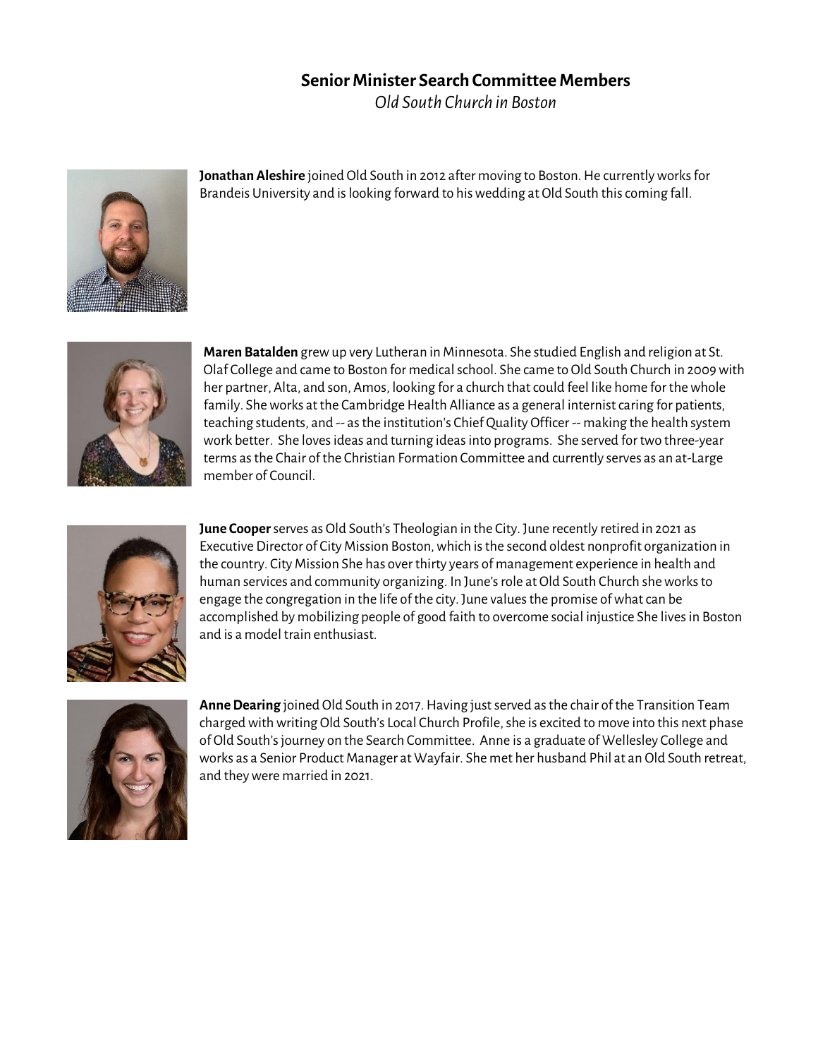## Senior Minister Search Committee Members

*Old South Church in Boston*

**Jonathan Aleshire** joined Old South in 2012 after moving to Boston. He currently works for Brandeis University and is looking forward to his wedding at Old South this coming fall.

**Maren Batalden** grew up very Lutheran in Minnesota. She studied English and religion at St. Olaf College and came to Boston for medical school. She came to Old South Church in 2009 with her partner, Alta, and son, Amos, looking for a church that could feel like home for the whole family. She works at the Cambridge Health Alliance as a general internist caring for patients, teaching students, and -- as the institution's Chief Quality Officer -- making the health system work better. She loves ideas and turning ideas into programs. She served for two three-year terms as the Chair of the Christian Formation Committee and currently serves as an at-Large member of Council.

**June Cooper** serves as Old South's Theologian in the City. June recently retired in 2021 as Executive Director of City Mission Boston, which is the second oldest nonprofit organization in the country. City Mission She has over thirty years of management experience in health and human services and community organizing. In June's role at Old South Church she works to engage the congregation in the life of the city. June values the promise of what can be accomplished by mobilizing people of good faith to overcome social injustice She lives in Boston and is a model train enthusiast.

**Anne Dearing** joined Old South in 2017. Having just served as the chair of the Transition Team charged with writing Old South's Local Church Profile, she is excited to move into this next phase of Old South's journey on the Search Committee. Anne is a graduate of Wellesley College and works as a Senior Product Manager at Wayfair. She met her husband Phil at an Old South retreat, and they were married in 2021.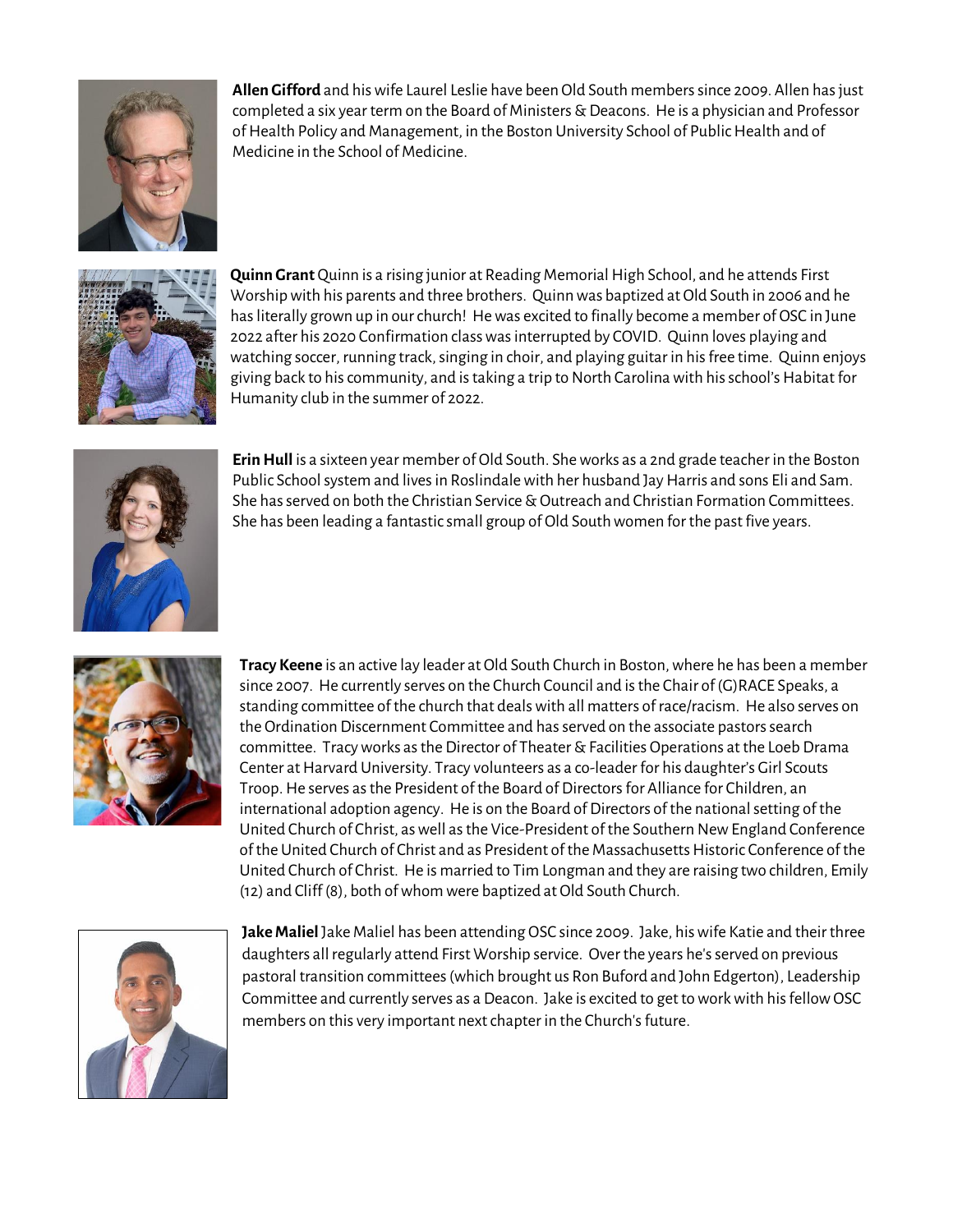**Allen Gifford** and his wife Laurel Leslie have been Old South members since 2009. Allen has just completed a six year term on the Board of Ministers & Deacons. He is a physician and Professor of Health Policy and Management, in the Boston University School of Public Health and of Medicine in the School of Medicine.

**Quinn Grant** Quinn is a rising junior at Reading Memorial High School, and he attends First Worship with his parents and three brothers. Quinn was baptized at Old South in 2006 and he has literally grown up in our church! He was excited to finally become a member of OSC in June 2022 after his 2020 Confirmation class was interrupted by COVID. Quinn loves playing and watching soccer, running track, singing in choir, and playing guitar in his free time. Quinn enjoys giving back to his community, and is taking a trip to North Carolina with his school's Habitat for Humanity club in the summer of 2022.

**Erin Hull** is a sixteen year member of Old South. She works as a 2nd grade teacher in the Boston Public School system and lives in Roslindale with her husband Jay Harris and sons Eli and Sam. She has served on both the Christian Service & Outreach and Christian Formation Committees. She has been leading a fantastic small group of Old South women for the past five years.

**Tracy Keene** is an active lay leader at Old South Church in Boston, where he has been a member since 2007. He currently serves on the Church Council and is the Chair of (G)RACE Speaks, a standing committee of the church that deals with all matters of race/racism. He also serves on the Ordination Discernment Committee and has served on the associate pastors search committee. Tracy works as the Director of Theater & Facilities Operations at the Loeb Drama Center at Harvard University. Tracy volunteers as a co-leader for his daughter's Girl Scouts Troop. He serves as the President of the Board of Directors for Alliance for Children, an international adoption agency. He is on the Board of Directors of the national setting of the United Church of Christ, as well as the Vice-President of the Southern New England Conference of the United Church of Christ and as President of the Massachusetts Historic Conference of the United Church of Christ. He is married to Tim Longman and they are raising two children, Emily (12) and Cliff (8), both of whom were baptized at Old South Church.

**Jake Maliel** Jake Maliel has been attending OSC since 2009. Jake, his wife Katie and their three daughters all regularly attend First Worship service. Over the years he's served on previous pastoral transition committees (which brought us Ron Buford and John Edgerton), Leadership Committee and currently serves as a Deacon. Jake is excited to get to work with his fellow OSC members on this very important next chapter in the Church's future.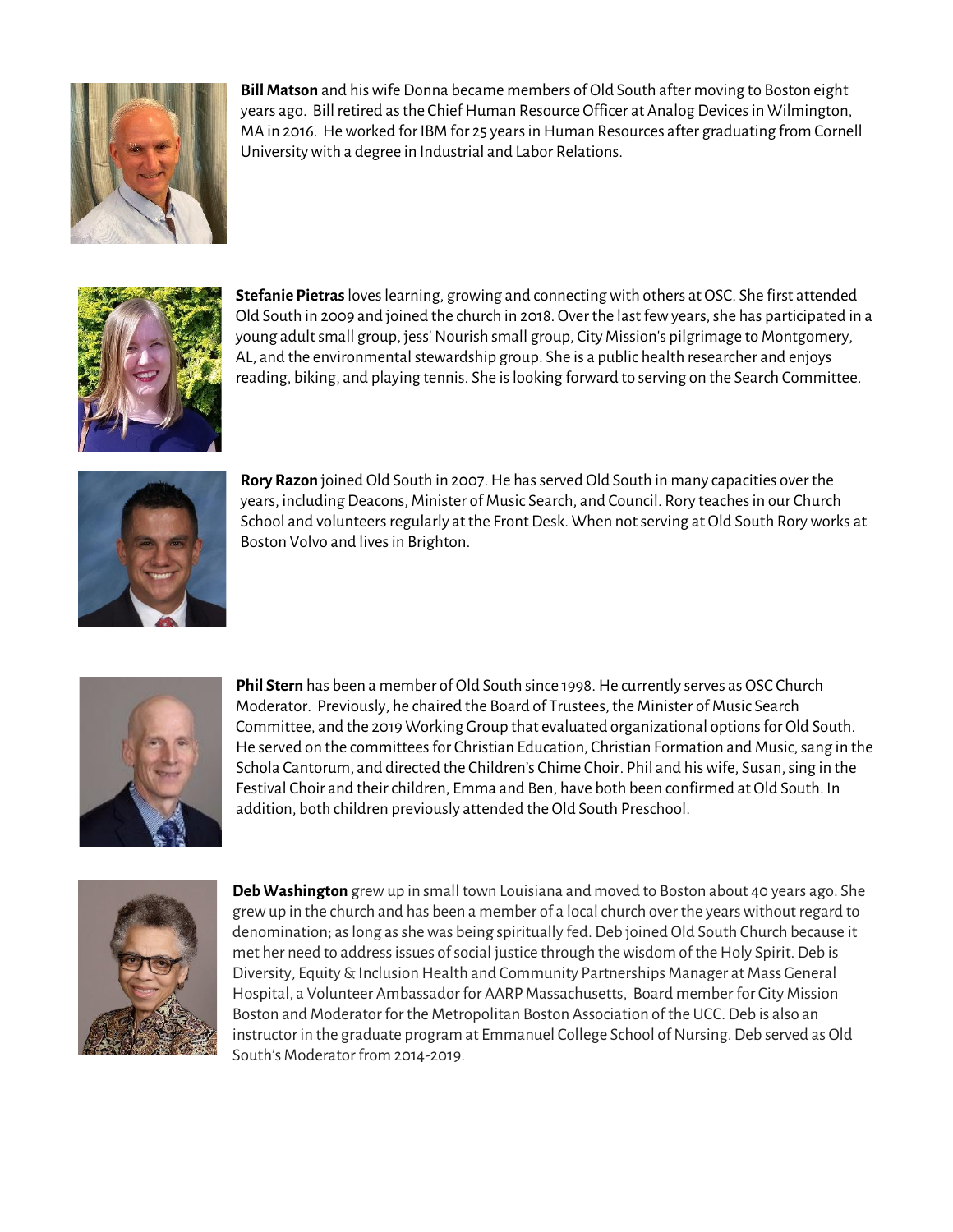**Bill Matson** and his wife Donna became members of Old South after moving to Boston eight years ago. Bill retired as the Chief Human Resource Officer at Analog Devices in Wilmington, MA in 2016. He worked for IBM for 25 years in Human Resources after graduating from Cornell University with a degree in Industrial and Labor Relations.

**Stefanie Pietras** loves learning, growing and connecting with others at OSC. She first attended Old South in 2009 and joined the church in 2018. Over the last few years, she has participated in a young adult small group, jess' Nourish small group, City Mission's pilgrimage to Montgomery, AL, and the environmental stewardship group. She is a public health researcher and enjoys reading, biking, and playing tennis. She is looking forward to serving on the Search Committee.

**Rory Razon** joined Old South in 2007. He has served Old South in many capacities over the years, including Deacons, Minister of Music Search, and Council. Rory teaches in our Church School and volunteers regularly at the Front Desk. When not serving at Old South Rory works at Boston Volvo and lives in Brighton.

**Phil Stern** has been a member of Old South since 1998. He currently serves as OSC Church Moderator. Previously, he chaired the Board of Trustees, the Minister of Music Search Committee, and the 2019 Working Group that evaluated organizational options for Old South. He served on the committees for Christian Education, Christian Formation and Music, sang in the Schola Cantorum, and directed the Children's Chime Choir. Phil and his wife, Susan, sing in the Festival Choir and their children, Emma and Ben, have both been confirmed at Old South. In addition, both children previously attended the Old South Preschool.

**Deb Washington** grew up in small town Louisiana and moved to Boston about 40 years ago. She grew up in the church and has been a member of a local church over the years without regard to denomination; as long as she was being spiritually fed. Deb joined Old South Church because it met her need to address issues of social justice through the wisdom of the Holy Spirit. Deb is Diversity, Equity & Inclusion Health and Community Partnerships Manager at Mass General Hospital, a Volunteer Ambassador for AARP Massachusetts, Board member for City Mission Boston and Moderator for the Metropolitan Boston Association of the UCC. Deb is also an instructor in the graduate program at Emmanuel College School of Nursing. Deb served as Old South's Moderator from 2014-2019.